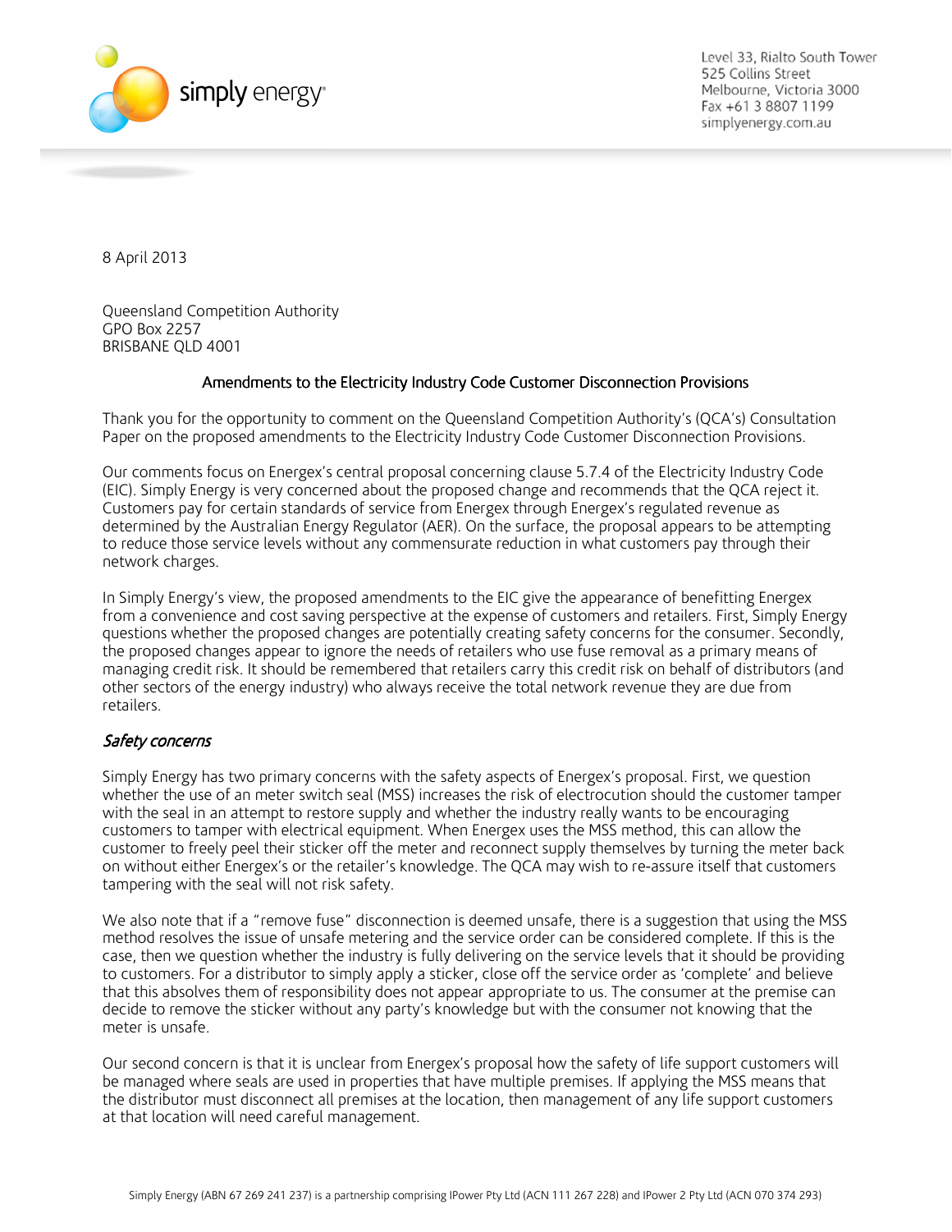Level 33, Rialto South Tower
525 Collins Street
Melbourne, Victoria 3000
Fax +61 3 8807 1199
simplyenergy.com.au

8 April 2013

Queensland Competition Authority
GPO Box 2257
BRISBANE QLD 4001

**Amendments to the Electricity Industry Code Customer Disconnection Provisions**

Thank you for the opportunity to comment on the Queensland Competition Authority's (QCA's) Consultation Paper on the proposed amendments to the Electricity Industry Code Customer Disconnection Provisions.

Our comments focus on Energex's central proposal concerning clause 5.7.4 of the Electricity Industry Code (EIC). Simply Energy is very concerned about the proposed change and recommends that the QCA reject it. Customers pay for certain standards of service from Energex through Energex's regulated revenue as determined by the Australian Energy Regulator (AER). On the surface, the proposal appears to be attempting to reduce those service levels without any commensurate reduction in what customers pay through their network charges.

In Simply Energy's view, the proposed amendments to the EIC give the appearance of benefitting Energex from a convenience and cost saving perspective at the expense of customers and retailers. First, Simply Energy questions whether the proposed changes are potentially creating safety concerns for the consumer. Secondly, the proposed changes appear to ignore the needs of retailers who use fuse removal as a primary means of managing credit risk. It should be remembered that retailers carry this credit risk on behalf of distributors (and other sectors of the energy industry) who always receive the total network revenue they are due from retailers.

## *Safety concerns*

Simply Energy has two primary concerns with the safety aspects of Energex's proposal. First, we question whether the use of an meter switch seal (MSS) increases the risk of electrocution should the customer tamper with the seal in an attempt to restore supply and whether the industry really wants to be encouraging customers to tamper with electrical equipment. When Energex uses the MSS method, this can allow the customer to freely peel their sticker off the meter and reconnect supply themselves by turning the meter back on without either Energex's or the retailer's knowledge. The QCA may wish to re-assure itself that customers tampering with the seal will not risk safety.

We also note that if a "remove fuse" disconnection is deemed unsafe, there is a suggestion that using the MSS method resolves the issue of unsafe metering and the service order can be considered complete. If this is the case, then we question whether the industry is fully delivering on the service levels that it should be providing to customers. For a distributor to simply apply a sticker, close off the service order as 'complete' and believe that this absolves them of responsibility does not appear appropriate to us. The consumer at the premise can decide to remove the sticker without any party's knowledge but with the consumer not knowing that the meter is unsafe.

Our second concern is that it is unclear from Energex's proposal how the safety of life support customers will be managed where seals are used in properties that have multiple premises. If applying the MSS means that the distributor must disconnect all premises at the location, then management of any life support customers at that location will need careful management.

Simply Energy (ABN 67 269 241 237) is a partnership comprising IPower Pty Ltd (ACN 111 267 228) and IPower 2 Pty Ltd (ACN 070 374 293)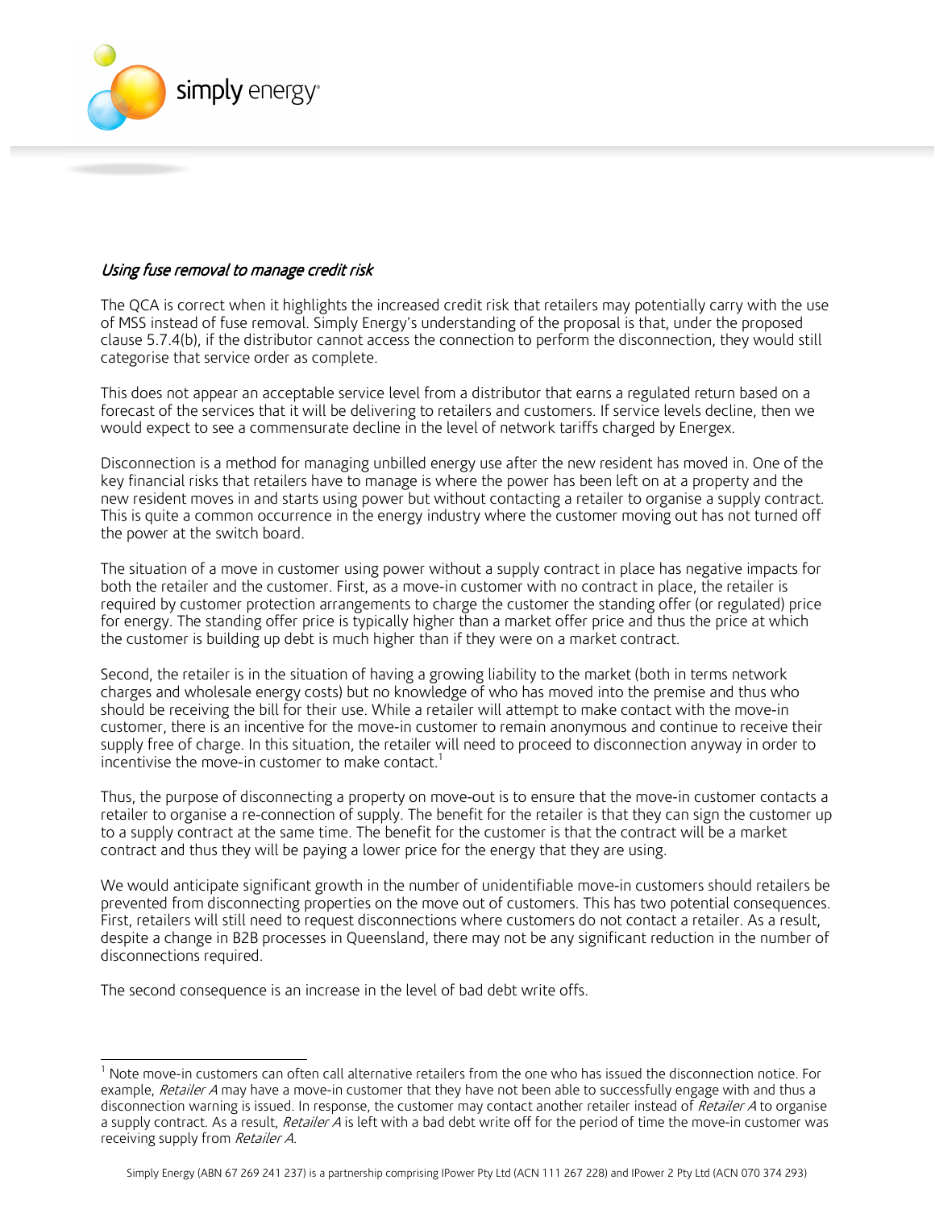*Using fuse removal to manage credit risk*

The QCA is correct when it highlights the increased credit risk that retailers may potentially carry with the use of MSS instead of fuse removal. Simply Energy's understanding of the proposal is that, under the proposed clause 5.7.4(b), if the distributor cannot access the connection to perform the disconnection, they would still categorise that service order as complete.

This does not appear an acceptable service level from a distributor that earns a regulated return based on a forecast of the services that it will be delivering to retailers and customers. If service levels decline, then we would expect to see a commensurate decline in the level of network tariffs charged by Energex.

Disconnection is a method for managing unbilled energy use after the new resident has moved in. One of the key financial risks that retailers have to manage is where the power has been left on at a property and the new resident moves in and starts using power but without contacting a retailer to organise a supply contract. This is quite a common occurrence in the energy industry where the customer moving out has not turned off the power at the switch board.

The situation of a move in customer using power without a supply contract in place has negative impacts for both the retailer and the customer. First, as a move-in customer with no contract in place, the retailer is required by customer protection arrangements to charge the customer the standing offer (or regulated) price for energy. The standing offer price is typically higher than a market offer price and thus the price at which the customer is building up debt is much higher than if they were on a market contract.

Second, the retailer is in the situation of having a growing liability to the market (both in terms network charges and wholesale energy costs) but no knowledge of who has moved into the premise and thus who should be receiving the bill for their use. While a retailer will attempt to make contact with the move-in customer, there is an incentive for the move-in customer to remain anonymous and continue to receive their supply free of charge. In this situation, the retailer will need to proceed to disconnection anyway in order to incentivise the move-in customer to make contact.[1]

Thus, the purpose of disconnecting a property on move-out is to ensure that the move-in customer contacts a retailer to organise a re-connection of supply. The benefit for the retailer is that they can sign the customer up to a supply contract at the same time. The benefit for the customer is that the contract will be a market contract and thus they will be paying a lower price for the energy that they are using.

We would anticipate significant growth in the number of unidentifiable move-in customers should retailers be prevented from disconnecting properties on the move out of customers. This has two potential consequences. First, retailers will still need to request disconnections where customers do not contact a retailer. As a result, despite a change in B2B processes in Queensland, there may not be any significant reduction in the number of disconnections required.

The second consequence is an increase in the level of bad debt write offs.

---

[1] Note move-in customers can often call alternative retailers from the one who has issued the disconnection notice. For example, *Retailer A* may have a move-in customer that they have not been able to successfully engage with and thus a disconnection warning is issued. In response, the customer may contact another retailer instead of *Retailer A* to organise a supply contract. As a result, *Retailer A* is left with a bad debt write off for the period of time the move-in customer was receiving supply from *Retailer A*.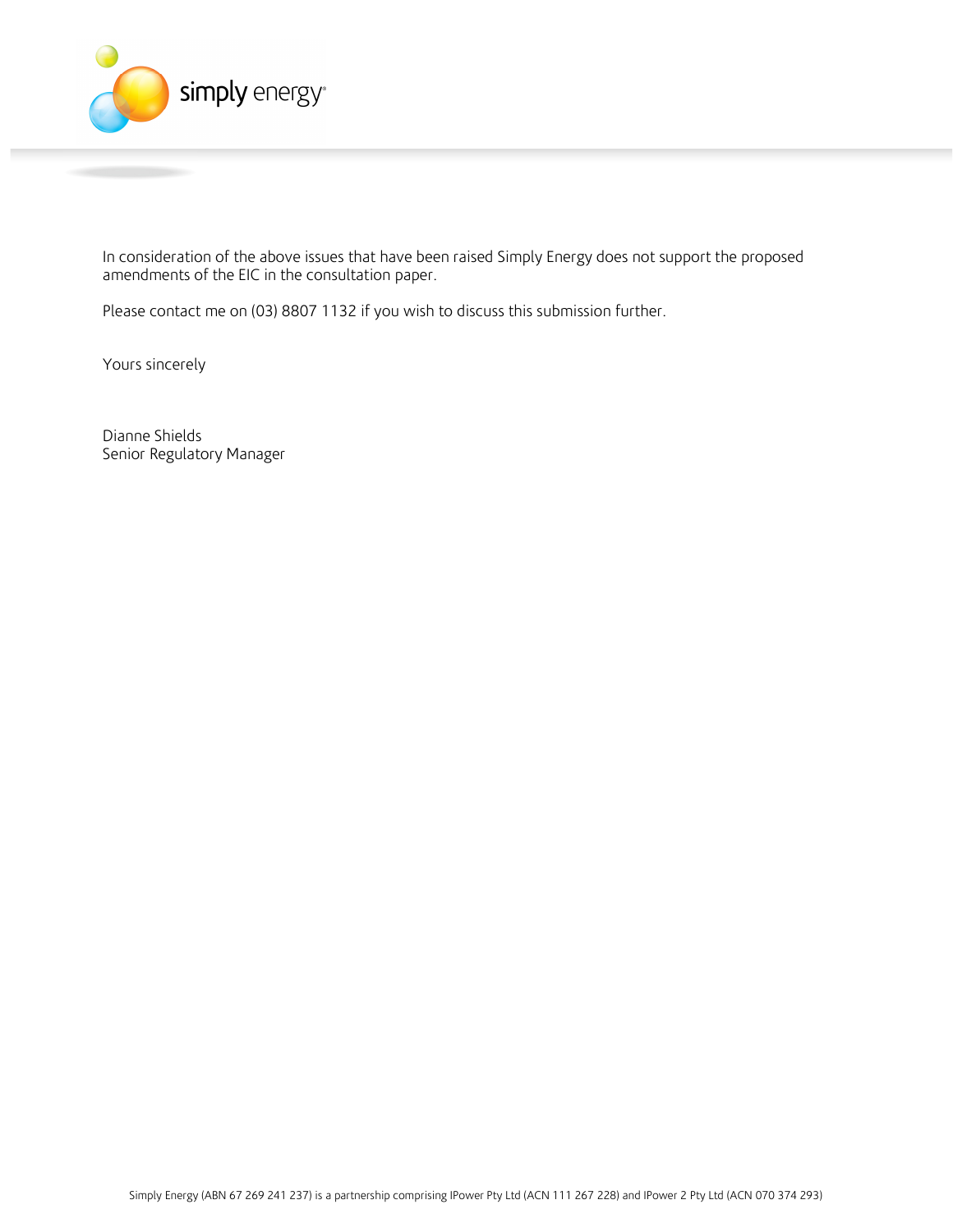In consideration of the above issues that have been raised Simply Energy does not support the proposed amendments of the EIC in the consultation paper.

Please contact me on (03) 8807 1132 if you wish to discuss this submission further.

Yours sincerely

Dianne Shields
Senior Regulatory Manager

Simply Energy (ABN 67 269 241 237) is a partnership comprising IPower Pty Ltd (ACN 111 267 228) and IPower 2 Pty Ltd (ACN 070 374 293)